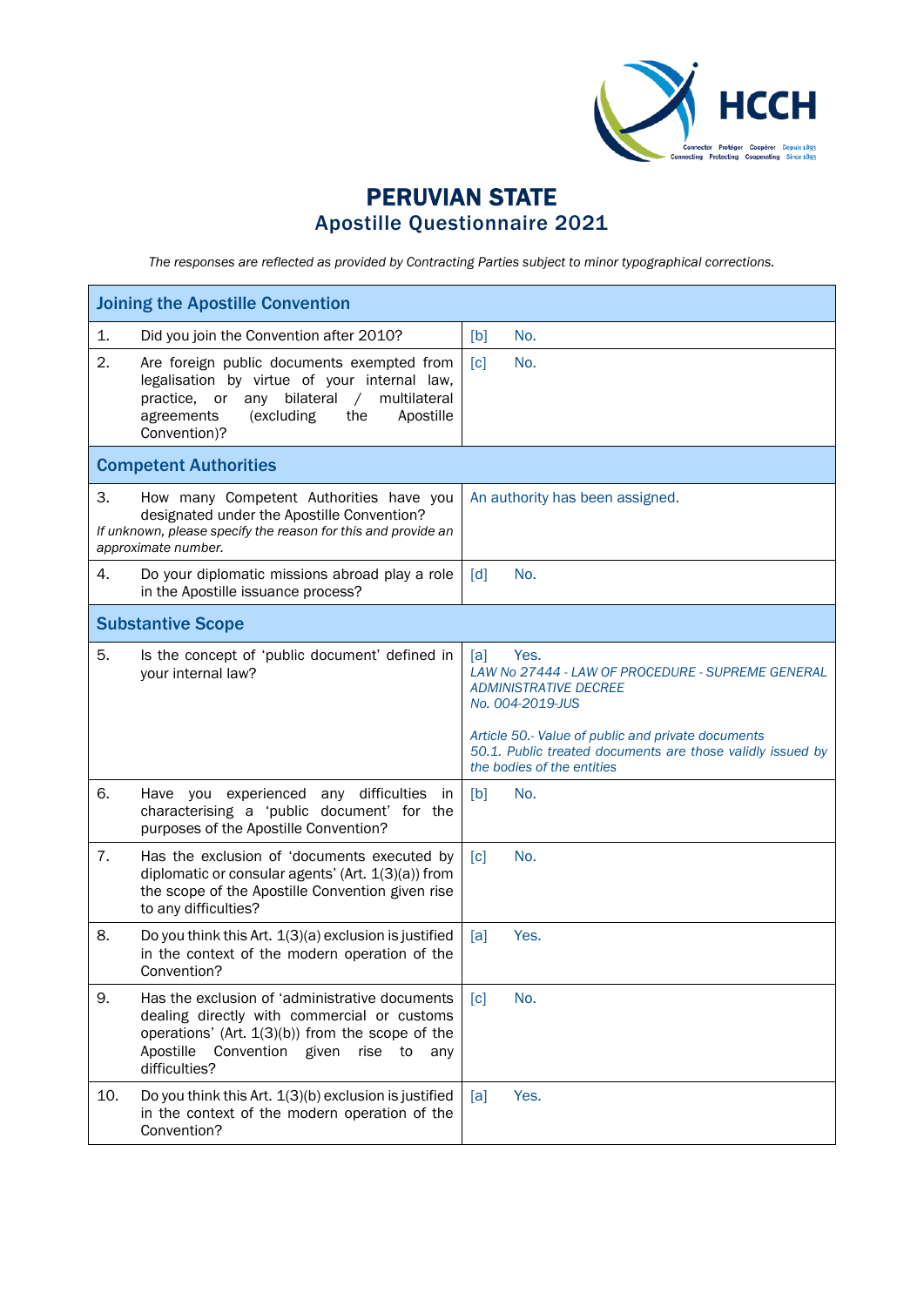# PERUVIAN STATE
## Apostille Questionnaire 2021

*The responses are reflected as provided by Contracting Parties subject to minor typographical corrections.*

| Joining the Apostille Convention | |
|---|---|
| 1. Did you join the Convention after 2010? | [b] No. |
| 2. Are foreign public documents exempted from legalisation by virtue of your internal law, practice, or any bilateral / multilateral agreements (excluding the Apostille Convention)? | [c] No. |
| **Competent Authorities** | |
| 3. How many Competent Authorities have you designated under the Apostille Convention? *If unknown, please specify the reason for this and provide an approximate number.* | An authority has been assigned. |
| 4. Do your diplomatic missions abroad play a role in the Apostille issuance process? | [d] No. |
| **Substantive Scope** | |
| 5. Is the concept of 'public document' defined in your internal law? | [a] Yes. *LAW No 27444 - LAW OF PROCEDURE - SUPREME GENERAL ADMINISTRATIVE DECREE No. 004-2019-JUS* *Article 50.- Value of public and private documents 50.1. Public treated documents are those validly issued by the bodies of the entities* |
| 6. Have you experienced any difficulties in characterising a 'public document' for the purposes of the Apostille Convention? | [b] No. |
| 7. Has the exclusion of 'documents executed by diplomatic or consular agents' (Art. 1(3)(a)) from the scope of the Apostille Convention given rise to any difficulties? | [c] No. |
| 8. Do you think this Art. 1(3)(a) exclusion is justified in the context of the modern operation of the Convention? | [a] Yes. |
| 9. Has the exclusion of 'administrative documents dealing directly with commercial or customs operations' (Art. 1(3)(b)) from the scope of the Apostille Convention given rise to any difficulties? | [c] No. |
| 10. Do you think this Art. 1(3)(b) exclusion is justified in the context of the modern operation of the Convention? | [a] Yes. |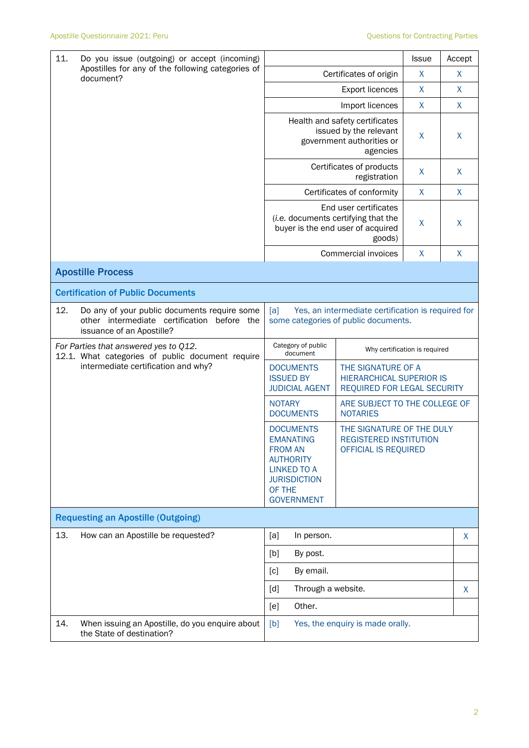| 11. Do you issue (outgoing) or accept (incoming) Apostilles for any of the following categories of document? | | Issue | Accept |
|---|---|---|---|
| | Certificates of origin | X | X |
| | Export licences | X | X |
| | Import licences | X | X |
| | Health and safety certificates issued by the relevant government authorities or agencies | X | X |
| | Certificates of products registration | X | X |
| | Certificates of conformity | X | X |
| | End user certificates (*i.e.* documents certifying that the buyer is the end user of acquired goods) | X | X |
| | Commercial invoices | X | X |

## Apostille Process

### Certification of Public Documents

| | |
|---|---|
| 12. Do any of your public documents require some other intermediate certification before the issuance of an Apostille? | [a] Yes, an intermediate certification is required for some categories of public documents. |

| *For Parties that answered yes to Q12.* 12.1. What categories of public document require intermediate certification and why? | Category of public document | Why certification is required |
|---|---|---|
| | DOCUMENTS ISSUED BY JUDICIAL AGENT | THE SIGNATURE OF A HIERARCHICAL SUPERIOR IS REQUIRED FOR LEGAL SECURITY |
| | NOTARY DOCUMENTS | ARE SUBJECT TO THE COLLEGE OF NOTARIES |
| | DOCUMENTS EMANATING FROM AN AUTHORITY LINKED TO A JURISDICTION OF THE GOVERNMENT | THE SIGNATURE OF THE DULY REGISTERED INSTITUTION OFFICIAL IS REQUIRED |

### Requesting an Apostille (Outgoing)

| 13. How can an Apostille be requested? | | | |
|---|---|---|---|
| | [a] | In person. | X |
| | [b] | By post. | |
| | [c] | By email. | |
| | [d] | Through a website. | X |
| | [e] | Other. | |

| | |
|---|---|
| 14. When issuing an Apostille, do you enquire about the State of destination? | [b] Yes, the enquiry is made orally. |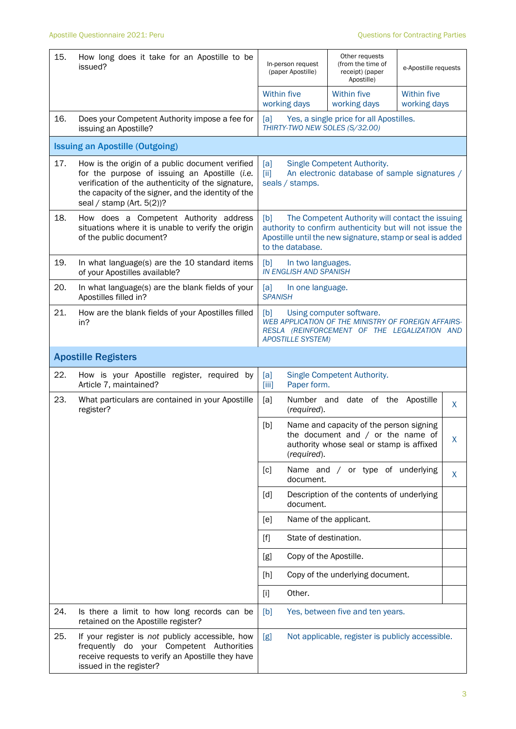| | | | | |
|---|---|---|---|---|
| 15. | How long does it take for an Apostille to be issued? | In-person request (paper Apostille) | Other requests (from the time of receipt) (paper Apostille) | e-Apostille requests |
| | | Within five working days | Within five working days | Within five working days |
| 16. | Does your Competent Authority impose a fee for issuing an Apostille? | [a] Yes, a single price for all Apostilles.<br>*THIRTY-TWO NEW SOLES (S/32.00)* | | |

**Issuing an Apostille (Outgoing)**

| | | |
|---|---|---|
| 17. | How is the origin of a public document verified for the purpose of issuing an Apostille (*i.e.* verification of the authenticity of the signature, the capacity of the signer, and the identity of the seal / stamp (Art. 5(2))? | [a] Single Competent Authority.<br>[ii] An electronic database of sample signatures / seals / stamps. |
| 18. | How does a Competent Authority address situations where it is unable to verify the origin of the public document? | [b] The Competent Authority will contact the issuing authority to confirm authenticity but will not issue the Apostille until the new signature, stamp or seal is added to the database. |
| 19. | In what language(s) are the 10 standard items of your Apostilles available? | [b] In two languages.<br>*IN ENGLISH AND SPANISH* |
| 20. | In what language(s) are the blank fields of your Apostilles filled in? | [a] In one language.<br>*SPANISH* |
| 21. | How are the blank fields of your Apostilles filled in? | [b] Using computer software.<br>*WEB APPLICATION OF THE MINISTRY OF FOREIGN AFFAIRS-RESLA (REINFORCEMENT OF THE LEGALIZATION AND APOSTILLE SYSTEM)* |

**Apostille Registers**

| | | | | |
|---|---|---|---|---|
| 22. | How is your Apostille register, required by Article 7, maintained? | [a] Single Competent Authority.<br>[iii] Paper form. | | |
| 23. | What particulars are contained in your Apostille register? | [a] | Number and date of the Apostille (*required*). | X |
| | | [b] | Name and capacity of the person signing the document and / or the name of authority whose seal or stamp is affixed (*required*). | X |
| | | [c] | Name and / or type of underlying document. | X |
| | | [d] | Description of the contents of underlying document. | |
| | | [e] | Name of the applicant. | |
| | | [f] | State of destination. | |
| | | [g] | Copy of the Apostille. | |
| | | [h] | Copy of the underlying document. | |
| | | [i] | Other. | |
| 24. | Is there a limit to how long records can be retained on the Apostille register? | [b] Yes, between five and ten years. | | |
| 25. | If your register is *not* publicly accessible, how frequently do your Competent Authorities receive requests to verify an Apostille they have issued in the register? | [g] Not applicable, register is publicly accessible. | | |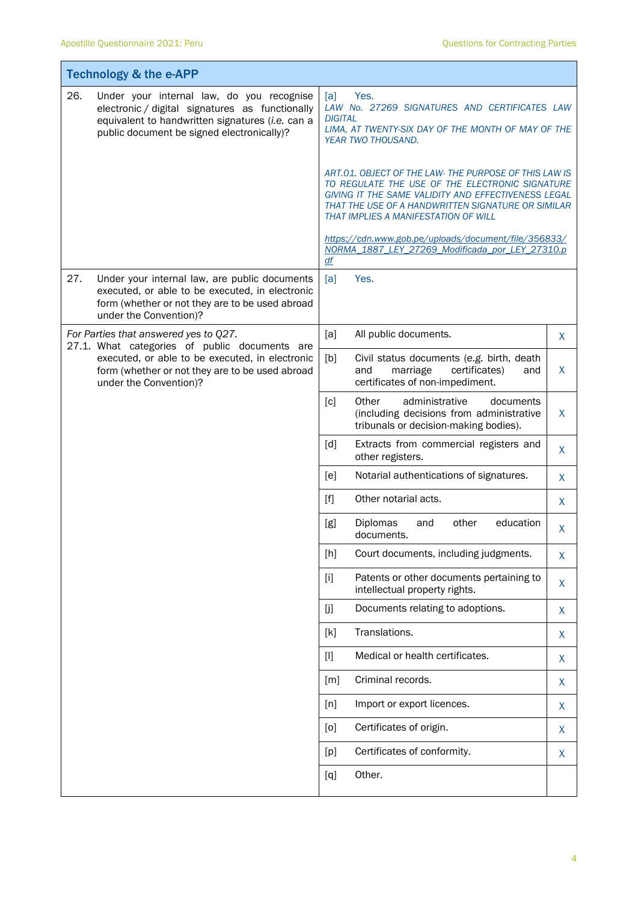## Technology & the e-APP

| Question | Answer | |
|---|---|---|
| 26. Under your internal law, do you recognise electronic / digital signatures as functionally equivalent to handwritten signatures (*i.e.* can a public document be signed electronically)? | [a] Yes.<br>*LAW No. 27269 SIGNATURES AND CERTIFICATES LAW DIGITAL*<br>*LIMA, AT TWENTY-SIX DAY OF THE MONTH OF MAY OF THE YEAR TWO THOUSAND.*<br><br>*ART.01. OBJECT OF THE LAW- THE PURPOSE OF THIS LAW IS TO REGULATE THE USE OF THE ELECTRONIC SIGNATURE GIVING IT THE SAME VALIDITY AND EFFECTIVENESS LEGAL THAT THE USE OF A HANDWRITTEN SIGNATURE OR SIMILAR THAT IMPLIES A MANIFESTATION OF WILL*<br><br>*https://cdn.www.gob.pe/uploads/document/file/356833/NORMA_1887_LEY_27269_Modificada_por_LEY_27310.pdf* | |
| 27. Under your internal law, are public documents executed, or able to be executed, in electronic form (whether or not they are to be used abroad under the Convention)? | [a] Yes. | |
| *For Parties that answered yes to Q27.*<br>27.1. What categories of public documents are executed, or able to be executed, in electronic form (whether or not they are to be used abroad under the Convention)? | [a] All public documents. | X |
| | [b] Civil status documents (e.g. birth, death and marriage certificates) and certificates of non-impediment. | X |
| | [c] Other administrative documents (including decisions from administrative tribunals or decision-making bodies). | X |
| | [d] Extracts from commercial registers and other registers. | X |
| | [e] Notarial authentications of signatures. | X |
| | [f] Other notarial acts. | X |
| | [g] Diplomas and other education documents. | X |
| | [h] Court documents, including judgments. | X |
| | [i] Patents or other documents pertaining to intellectual property rights. | X |
| | [j] Documents relating to adoptions. | X |
| | [k] Translations. | X |
| | [l] Medical or health certificates. | X |
| | [m] Criminal records. | X |
| | [n] Import or export licences. | X |
| | [o] Certificates of origin. | X |
| | [p] Certificates of conformity. | X |
| | [q] Other. | |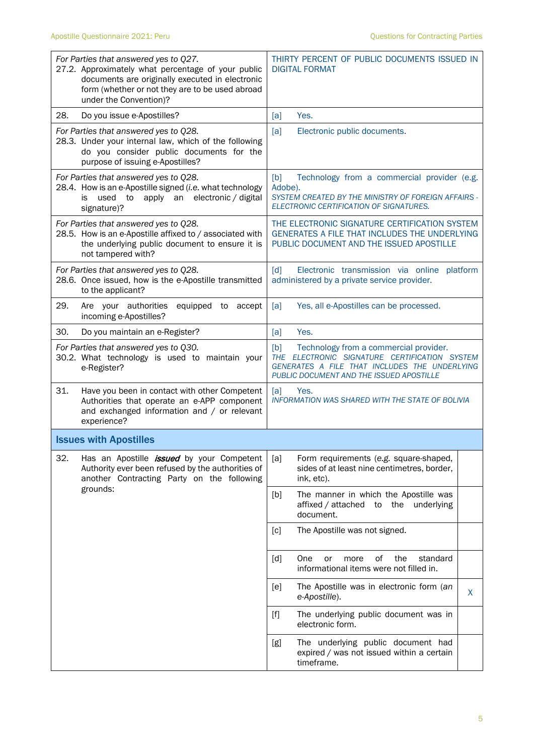| | |
|---|---|
| *For Parties that answered yes to Q27.*<br>27.2. Approximately what percentage of your public documents are originally executed in electronic form (whether or not they are to be used abroad under the Convention)? | THIRTY PERCENT OF PUBLIC DOCUMENTS ISSUED IN DIGITAL FORMAT |
| 28. Do you issue e-Apostilles? | [a] Yes. |
| *For Parties that answered yes to Q28.*<br>28.3. Under your internal law, which of the following do you consider public documents for the purpose of issuing e-Apostilles? | [a] Electronic public documents. |
| *For Parties that answered yes to Q28.*<br>28.4. How is an e-Apostille signed (*i.e.* what technology is used to apply an electronic / digital signature)? | [b] Technology from a commercial provider (e.g. Adobe).<br>*SYSTEM CREATED BY THE MINISTRY OF FOREIGN AFFAIRS - ELECTRONIC CERTIFICATION OF SIGNATURES.* |
| *For Parties that answered yes to Q28.*<br>28.5. How is an e-Apostille affixed to / associated with the underlying public document to ensure it is not tampered with? | THE ELECTRONIC SIGNATURE CERTIFICATION SYSTEM GENERATES A FILE THAT INCLUDES THE UNDERLYING PUBLIC DOCUMENT AND THE ISSUED APOSTILLE |
| *For Parties that answered yes to Q28.*<br>28.6. Once issued, how is the e-Apostille transmitted to the applicant? | [d] Electronic transmission via online platform administered by a private service provider. |
| 29. Are your authorities equipped to accept incoming e-Apostilles? | [a] Yes, all e-Apostilles can be processed. |
| 30. Do you maintain an e-Register? | [a] Yes. |
| *For Parties that answered yes to Q30.*<br>30.2. What technology is used to maintain your e-Register? | [b] Technology from a commercial provider.<br>*THE ELECTRONIC SIGNATURE CERTIFICATION SYSTEM GENERATES A FILE THAT INCLUDES THE UNDERLYING PUBLIC DOCUMENT AND THE ISSUED APOSTILLE* |
| 31. Have you been in contact with other Competent Authorities that operate an e-APP component and exchanged information and / or relevant experience? | [a] Yes.<br>*INFORMATION WAS SHARED WITH THE STATE OF BOLIVIA* |

## Issues with Apostilles

| | | |
|---|---|---|
| 32. Has an Apostille ***issued*** by your Competent Authority ever been refused by the authorities of another Contracting Party on the following grounds: | [a] Form requirements (*e.g.* square-shaped, sides of at least nine centimetres, border, ink, etc). | |
| | [b] The manner in which the Apostille was affixed / attached to the underlying document. | |
| | [c] The Apostille was not signed. | |
| | [d] One or more of the standard informational items were not filled in. | |
| | [e] The Apostille was in electronic form (*an e-Apostille*). | X |
| | [f] The underlying public document was in electronic form. | |
| | [g] The underlying public document had expired / was not issued within a certain timeframe. | |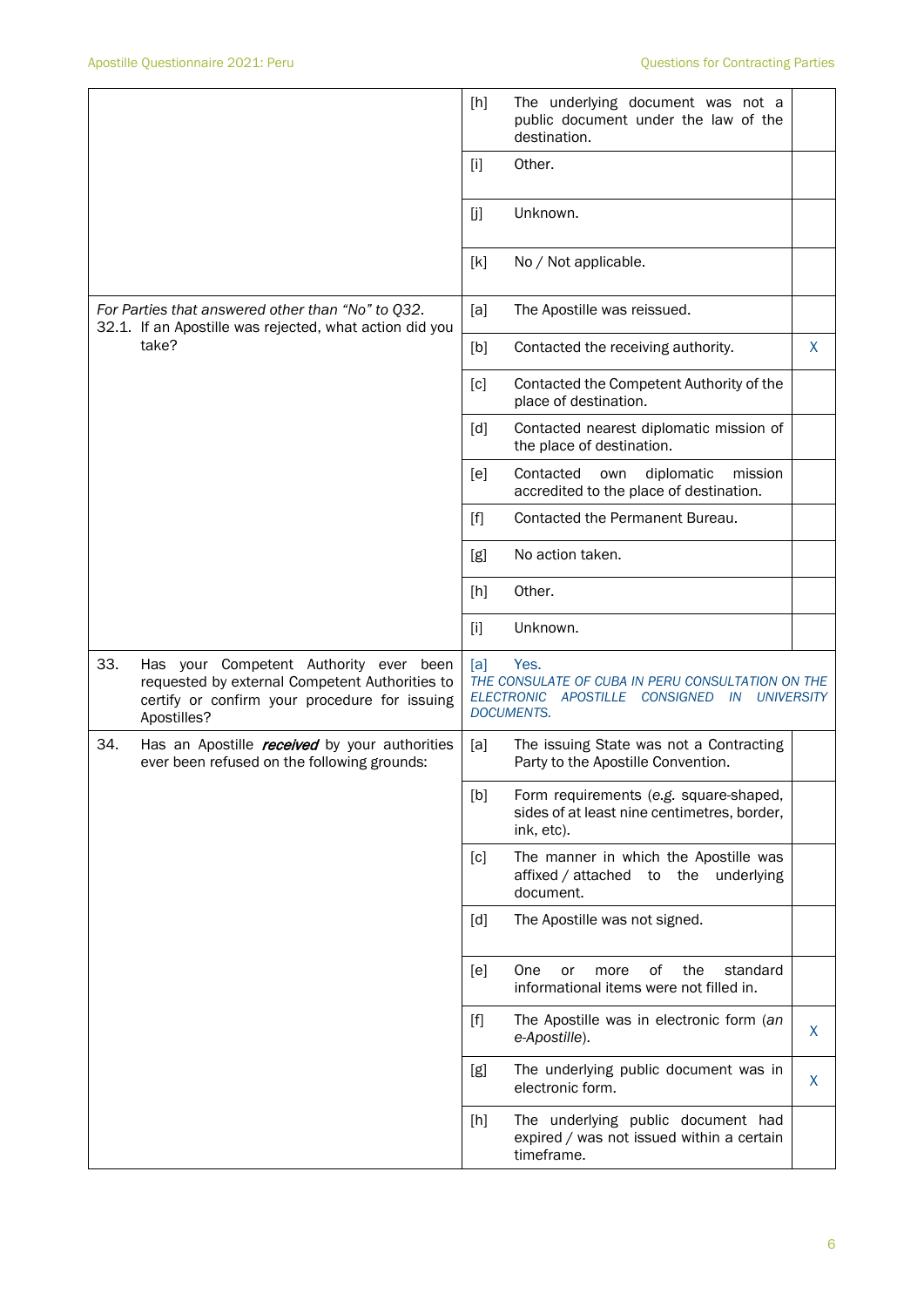| | | | |
|---|---|---|---|
| | [h] | The underlying document was not a public document under the law of the destination. | |
| | [i] | Other. | |
| | [j] | Unknown. | |
| | [k] | No / Not applicable. | |
| *For Parties that answered other than "No" to Q32.* 32.1. If an Apostille was rejected, what action did you take? | [a] | The Apostille was reissued. | |
| | [b] | Contacted the receiving authority. | X |
| | [c] | Contacted the Competent Authority of the place of destination. | |
| | [d] | Contacted nearest diplomatic mission of the place of destination. | |
| | [e] | Contacted own diplomatic mission accredited to the place of destination. | |
| | [f] | Contacted the Permanent Bureau. | |
| | [g] | No action taken. | |
| | [h] | Other. | |
| | [i] | Unknown. | |
| 33. Has your Competent Authority ever been requested by external Competent Authorities to certify or confirm your procedure for issuing Apostilles? | [a] | Yes. *THE CONSULATE OF CUBA IN PERU CONSULTATION ON THE ELECTRONIC APOSTILLE CONSIGNED IN UNIVERSITY DOCUMENTS.* | |
| 34. Has an Apostille ***received*** by your authorities ever been refused on the following grounds: | [a] | The issuing State was not a Contracting Party to the Apostille Convention. | |
| | [b] | Form requirements (*e.g.* square-shaped, sides of at least nine centimetres, border, ink, etc). | |
| | [c] | The manner in which the Apostille was affixed / attached to the underlying document. | |
| | [d] | The Apostille was not signed. | |
| | [e] | One or more of the standard informational items were not filled in. | |
| | [f] | The Apostille was in electronic form (*an e-Apostille*). | X |
| | [g] | The underlying public document was in electronic form. | X |
| | [h] | The underlying public document had expired / was not issued within a certain timeframe. | |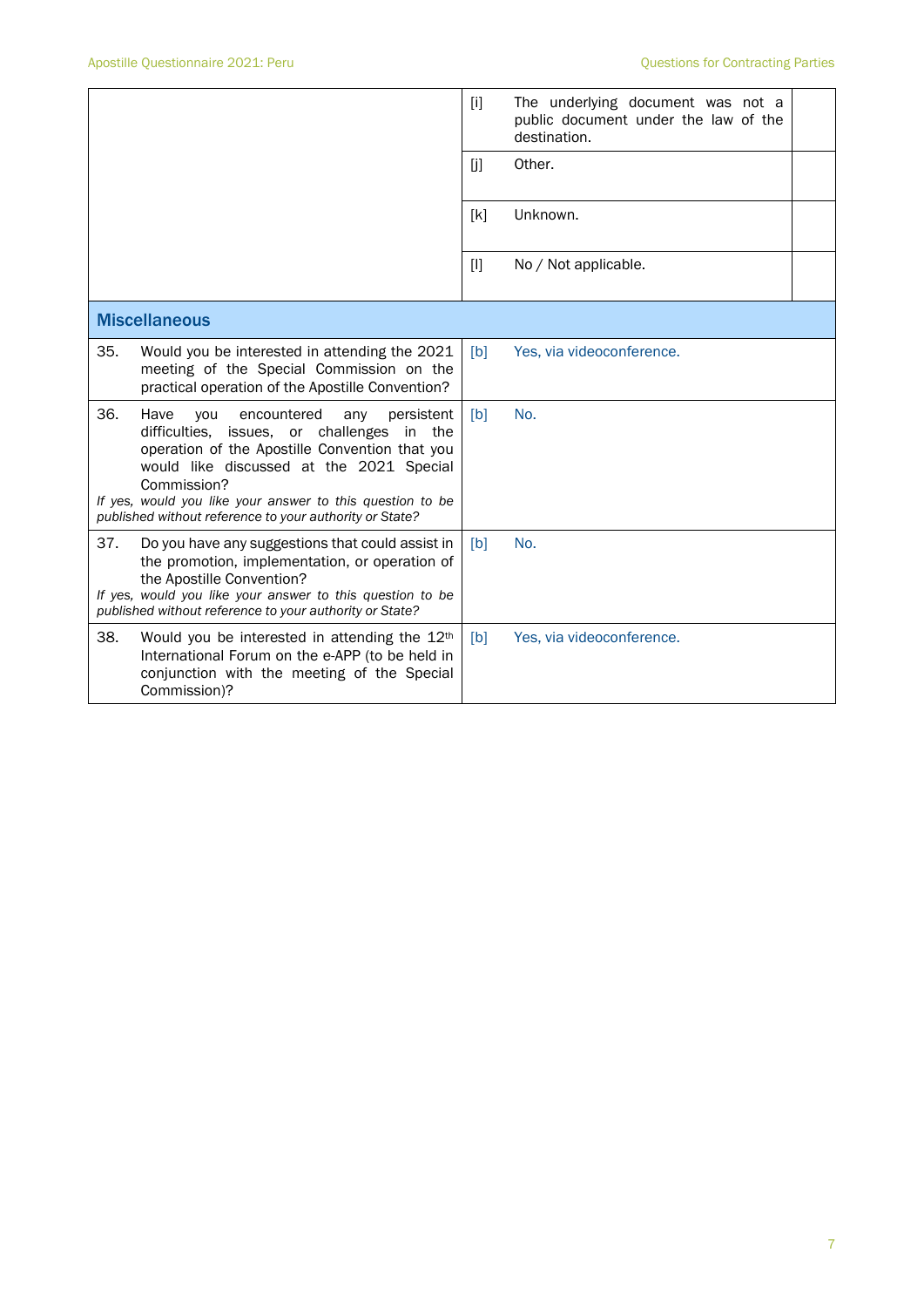| | | | |
|---|---|---|---|
| | [i] | The underlying document was not a public document under the law of the destination. | |
| | [j] | Other. | |
| | [k] | Unknown. | |
| | [l] | No / Not applicable. | |

## Miscellaneous

| | | |
|---|---|---|
| 35. Would you be interested in attending the 2021 meeting of the Special Commission on the practical operation of the Apostille Convention? | [b] | Yes, via videoconference. |
| 36. Have you encountered any persistent difficulties, issues, or challenges in the operation of the Apostille Convention that you would like discussed at the 2021 Special Commission? *If yes, would you like your answer to this question to be published without reference to your authority or State?* | [b] | No. |
| 37. Do you have any suggestions that could assist in the promotion, implementation, or operation of the Apostille Convention? *If yes, would you like your answer to this question to be published without reference to your authority or State?* | [b] | No. |
| 38. Would you be interested in attending the 12th International Forum on the e-APP (to be held in conjunction with the meeting of the Special Commission)? | [b] | Yes, via videoconference. |